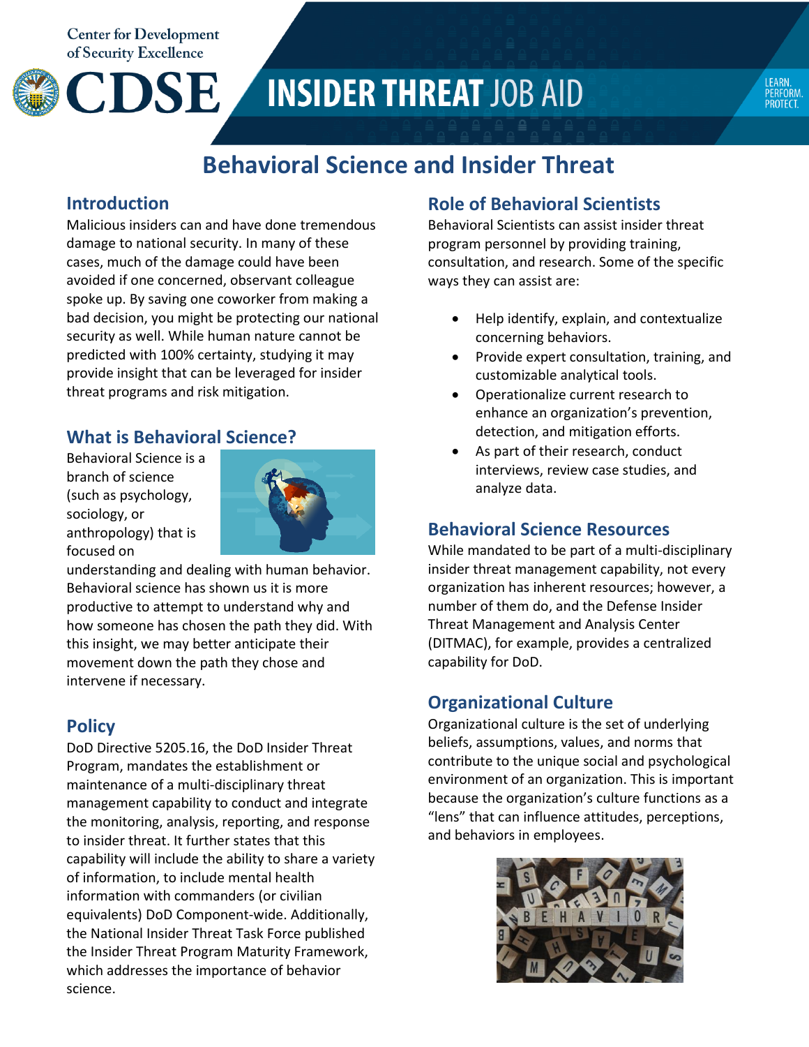Center for Development of Security Excellence

# CDSE INSIDER THREAT JOB AID

LEARN. PERFORM. PROTECT.

# Behavioral Science and Insider Threat

## Introduction

Malicious insiders can and have done tremendous damage to national security. In many of these cases, much of the damage could have been avoided if one concerned, observant colleague spoke up. By saving one coworker from making a bad decision, you might be protecting our national security as well. While human nature cannot be predicted with 100% certainty, studying it may provide insight that can be leveraged for insider threat programs and risk mitigation.

## What is Behavioral Science?

Behavioral Science is a branch of science (such as psychology, sociology, or anthropology) that is focused on understanding and dealing with human behavior. Behavioral science has shown us it is more productive to attempt to understand why and how someone has chosen the path they did. With this insight, we may better anticipate their movement down the path they chose and intervene if necessary.

## Policy

DoD Directive 5205.16, the DoD Insider Threat Program, mandates the establishment or maintenance of a multi-disciplinary threat management capability to conduct and integrate the monitoring, analysis, reporting, and response to insider threat. It further states that this capability will include the ability to share a variety of information, to include mental health information with commanders (or civilian equivalents) DoD Component-wide. Additionally, the National Insider Threat Task Force published the Insider Threat Program Maturity Framework, which addresses the importance of behavior science.

## Role of Behavioral Scientists

Behavioral Scientists can assist insider threat program personnel by providing training, consultation, and research. Some of the specific ways they can assist are:

- Help identify, explain, and contextualize concerning behaviors.
- Provide expert consultation, training, and customizable analytical tools.
- Operationalize current research to enhance an organization's prevention, detection, and mitigation efforts.
- As part of their research, conduct interviews, review case studies, and analyze data.

## Behavioral Science Resources

While mandated to be part of a multi-disciplinary insider threat management capability, not every organization has inherent resources; however, a number of them do, and the Defense Insider Threat Management and Analysis Center (DITMAC), for example, provides a centralized capability for DoD.

## Organizational Culture

Organizational culture is the set of underlying beliefs, assumptions, values, and norms that contribute to the unique social and psychological environment of an organization. This is important because the organization's culture functions as a "lens" that can influence attitudes, perceptions, and behaviors in employees.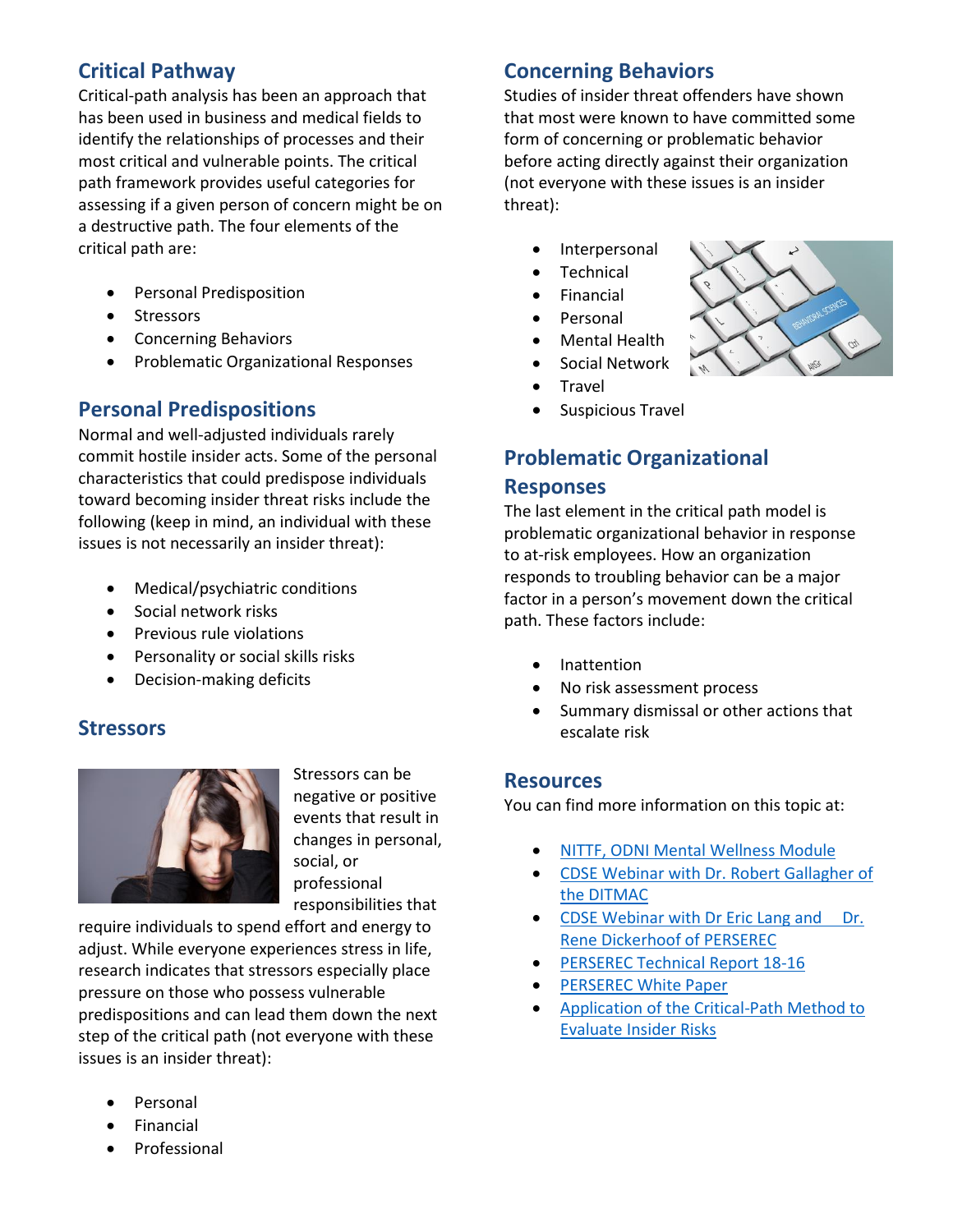## Critical Pathway

Critical-path analysis has been an approach that has been used in business and medical fields to identify the relationships of processes and their most critical and vulnerable points. The critical path framework provides useful categories for assessing if a given person of concern might be on a destructive path. The four elements of the critical path are:

- Personal Predisposition
- Stressors
- Concerning Behaviors
- Problematic Organizational Responses

## Personal Predispositions

Normal and well-adjusted individuals rarely commit hostile insider acts. Some of the personal characteristics that could predispose individuals toward becoming insider threat risks include the following (keep in mind, an individual with these issues is not necessarily an insider threat):

- Medical/psychiatric conditions
- Social network risks
- Previous rule violations
- Personality or social skills risks
- Decision-making deficits

## Stressors

Stressors can be negative or positive events that result in changes in personal, social, or professional responsibilities that require individuals to spend effort and energy to adjust. While everyone experiences stress in life, research indicates that stressors especially place pressure on those who possess vulnerable predispositions and can lead them down the next step of the critical path (not everyone with these issues is an insider threat):

- Personal
- Financial
- Professional

## Concerning Behaviors

Studies of insider threat offenders have shown that most were known to have committed some form of concerning or problematic behavior before acting directly against their organization (not everyone with these issues is an insider threat):

- Interpersonal
- Technical
- Financial
- Personal
- Mental Health
- Social Network
- Travel
- Suspicious Travel

## Problematic Organizational Responses

The last element in the critical path model is problematic organizational behavior in response to at-risk employees. How an organization responds to troubling behavior can be a major factor in a person's movement down the critical path. These factors include:

- Inattention
- No risk assessment process
- Summary dismissal or other actions that escalate risk

## Resources

You can find more information on this topic at:

- NITTF, ODNI Mental Wellness Module
- CDSE Webinar with Dr. Robert Gallagher of the DITMAC
- CDSE Webinar with Dr Eric Lang and Dr. Rene Dickerhoof of PERSEREC
- PERSEREC Technical Report 18-16
- PERSEREC White Paper
- Application of the Critical-Path Method to Evaluate Insider Risks